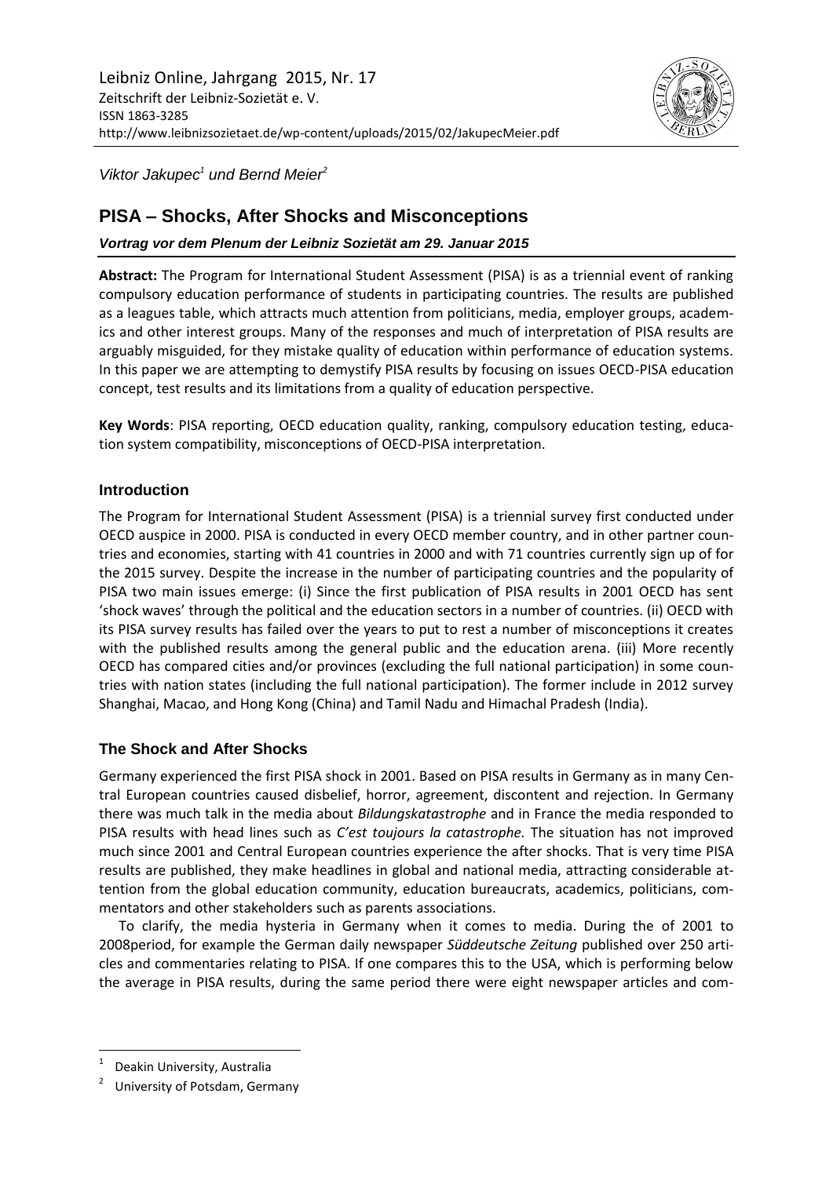Leibniz Online, Jahrgang 2015, Nr. 17
Zeitschrift der Leibniz-Sozietät e. V.
ISSN 1863-3285
http://www.leibnizsozietaet.de/wp-content/uploads/2015/02/JakupecMeier.pdf

*Viktor Jakupec[1] und Bernd Meier[2]*

# PISA – Shocks, After Shocks and Misconceptions

***Vortrag vor dem Plenum der Leibniz Sozietät am 29. Januar 2015***

**Abstract:** The Program for International Student Assessment (PISA) is as a triennial event of ranking compulsory education performance of students in participating countries. The results are published as a leagues table, which attracts much attention from politicians, media, employer groups, academics and other interest groups. Many of the responses and much of interpretation of PISA results are arguably misguided, for they mistake quality of education within performance of education systems. In this paper we are attempting to demystify PISA results by focusing on issues OECD-PISA education concept, test results and its limitations from a quality of education perspective.

**Key Words**: PISA reporting, OECD education quality, ranking, compulsory education testing, education system compatibility, misconceptions of OECD-PISA interpretation.

## Introduction

The Program for International Student Assessment (PISA) is a triennial survey first conducted under OECD auspice in 2000. PISA is conducted in every OECD member country, and in other partner countries and economies, starting with 41 countries in 2000 and with 71 countries currently sign up of for the 2015 survey. Despite the increase in the number of participating countries and the popularity of PISA two main issues emerge: (i) Since the first publication of PISA results in 2001 OECD has sent 'shock waves' through the political and the education sectors in a number of countries. (ii) OECD with its PISA survey results has failed over the years to put to rest a number of misconceptions it creates with the published results among the general public and the education arena. (iii) More recently OECD has compared cities and/or provinces (excluding the full national participation) in some countries with nation states (including the full national participation). The former include in 2012 survey Shanghai, Macao, and Hong Kong (China) and Tamil Nadu and Himachal Pradesh (India).

## The Shock and After Shocks

Germany experienced the first PISA shock in 2001. Based on PISA results in Germany as in many Central European countries caused disbelief, horror, agreement, discontent and rejection. In Germany there was much talk in the media about *Bildungskatastrophe* and in France the media responded to PISA results with head lines such as *C'est toujours la catastrophe.* The situation has not improved much since 2001 and Central European countries experience the after shocks. That is very time PISA results are published, they make headlines in global and national media, attracting considerable attention from the global education community, education bureaucrats, academics, politicians, commentators and other stakeholders such as parents associations.

To clarify, the media hysteria in Germany when it comes to media. During the of 2001 to 2008period, for example the German daily newspaper *Süddeutsche Zeitung* published over 250 articles and commentaries relating to PISA. If one compares this to the USA, which is performing below the average in PISA results, during the same period there were eight newspaper articles and com-

[1] Deakin University, Australia

[2] University of Potsdam, Germany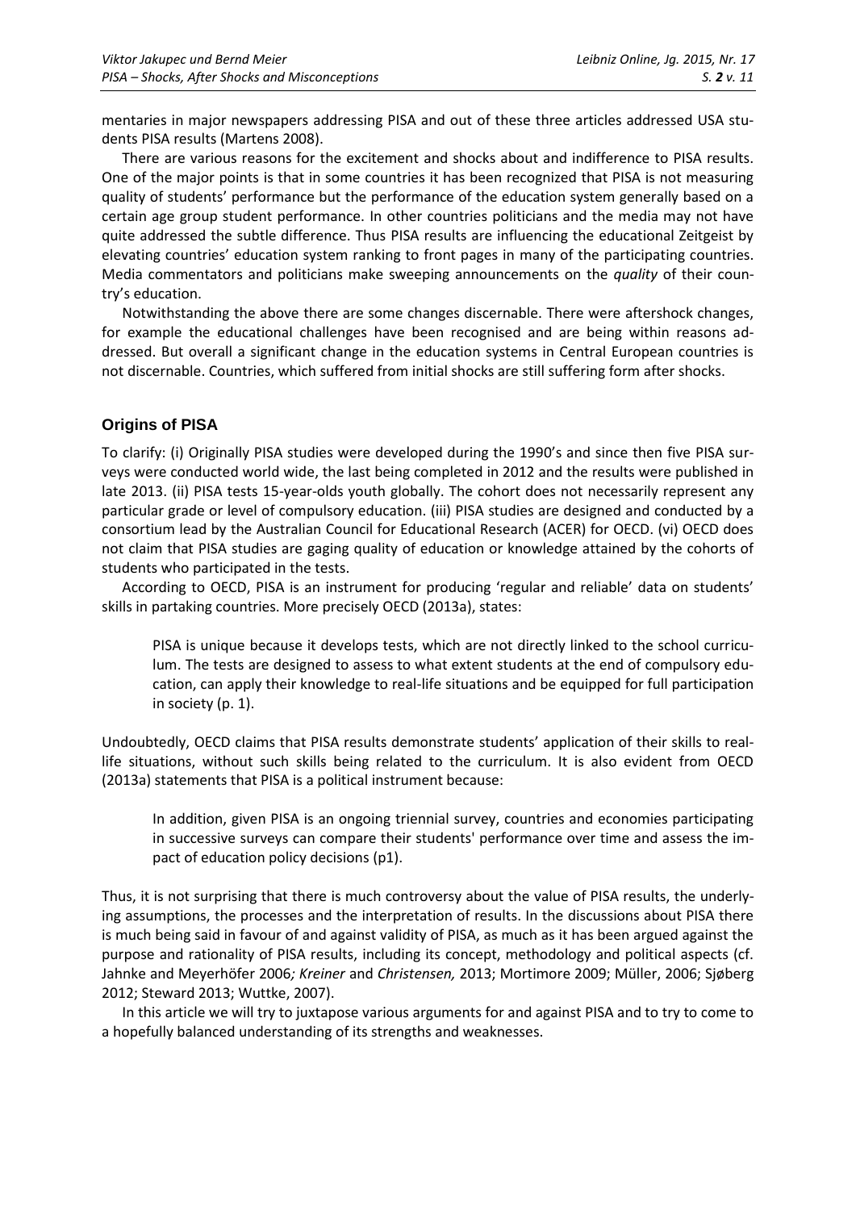mentaries in major newspapers addressing PISA and out of these three articles addressed USA students PISA results (Martens 2008).

There are various reasons for the excitement and shocks about and indifference to PISA results. One of the major points is that in some countries it has been recognized that PISA is not measuring quality of students' performance but the performance of the education system generally based on a certain age group student performance. In other countries politicians and the media may not have quite addressed the subtle difference. Thus PISA results are influencing the educational Zeitgeist by elevating countries' education system ranking to front pages in many of the participating countries. Media commentators and politicians make sweeping announcements on the *quality* of their country's education.

Notwithstanding the above there are some changes discernable. There were aftershock changes, for example the educational challenges have been recognised and are being within reasons addressed. But overall a significant change in the education systems in Central European countries is not discernable. Countries, which suffered from initial shocks are still suffering form after shocks.

## Origins of PISA

To clarify: (i) Originally PISA studies were developed during the 1990's and since then five PISA surveys were conducted world wide, the last being completed in 2012 and the results were published in late 2013. (ii) PISA tests 15-year-olds youth globally. The cohort does not necessarily represent any particular grade or level of compulsory education. (iii) PISA studies are designed and conducted by a consortium lead by the Australian Council for Educational Research (ACER) for OECD. (vi) OECD does not claim that PISA studies are gaging quality of education or knowledge attained by the cohorts of students who participated in the tests.

According to OECD, PISA is an instrument for producing 'regular and reliable' data on students' skills in partaking countries. More precisely OECD (2013a), states:

> PISA is unique because it develops tests, which are not directly linked to the school curriculum. The tests are designed to assess to what extent students at the end of compulsory education, can apply their knowledge to real-life situations and be equipped for full participation in society (p. 1).

Undoubtedly, OECD claims that PISA results demonstrate students' application of their skills to real-life situations, without such skills being related to the curriculum. It is also evident from OECD (2013a) statements that PISA is a political instrument because:

> In addition, given PISA is an ongoing triennial survey, countries and economies participating in successive surveys can compare their students' performance over time and assess the impact of education policy decisions (p1).

Thus, it is not surprising that there is much controversy about the value of PISA results, the underlying assumptions, the processes and the interpretation of results. In the discussions about PISA there is much being said in favour of and against validity of PISA, as much as it has been argued against the purpose and rationality of PISA results, including its concept, methodology and political aspects (cf. Jahnke and Meyerhöfer 2006*; Kreiner* and *Christensen,* 2013; Mortimore 2009; Müller, 2006; Sjøberg 2012; Steward 2013; Wuttke, 2007).

In this article we will try to juxtapose various arguments for and against PISA and to try to come to a hopefully balanced understanding of its strengths and weaknesses.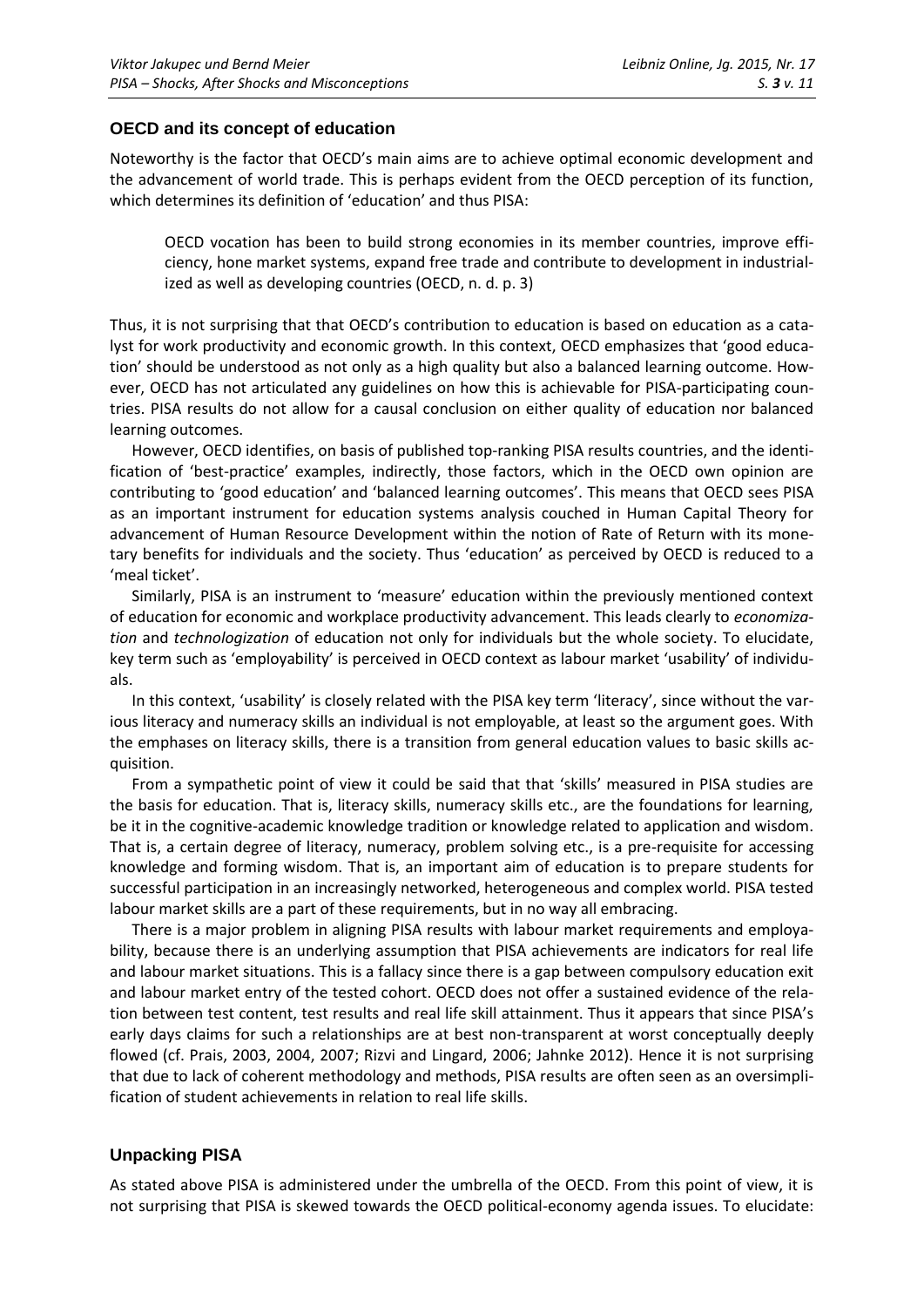## OECD and its concept of education

Noteworthy is the factor that OECD's main aims are to achieve optimal economic development and the advancement of world trade. This is perhaps evident from the OECD perception of its function, which determines its definition of 'education' and thus PISA:

> OECD vocation has been to build strong economies in its member countries, improve efficiency, hone market systems, expand free trade and contribute to development in industrialized as well as developing countries (OECD, n. d. p. 3)

Thus, it is not surprising that that OECD's contribution to education is based on education as a catalyst for work productivity and economic growth. In this context, OECD emphasizes that 'good education' should be understood as not only as a high quality but also a balanced learning outcome. However, OECD has not articulated any guidelines on how this is achievable for PISA-participating countries. PISA results do not allow for a causal conclusion on either quality of education nor balanced learning outcomes.

However, OECD identifies, on basis of published top-ranking PISA results countries, and the identification of 'best-practice' examples, indirectly, those factors, which in the OECD own opinion are contributing to 'good education' and 'balanced learning outcomes'. This means that OECD sees PISA as an important instrument for education systems analysis couched in Human Capital Theory for advancement of Human Resource Development within the notion of Rate of Return with its monetary benefits for individuals and the society. Thus 'education' as perceived by OECD is reduced to a 'meal ticket'.

Similarly, PISA is an instrument to 'measure' education within the previously mentioned context of education for economic and workplace productivity advancement. This leads clearly to *economization* and *technologization* of education not only for individuals but the whole society. To elucidate, key term such as 'employability' is perceived in OECD context as labour market 'usability' of individuals.

In this context, 'usability' is closely related with the PISA key term 'literacy', since without the various literacy and numeracy skills an individual is not employable, at least so the argument goes. With the emphases on literacy skills, there is a transition from general education values to basic skills acquisition.

From a sympathetic point of view it could be said that that 'skills' measured in PISA studies are the basis for education. That is, literacy skills, numeracy skills etc., are the foundations for learning, be it in the cognitive-academic knowledge tradition or knowledge related to application and wisdom. That is, a certain degree of literacy, numeracy, problem solving etc., is a pre-requisite for accessing knowledge and forming wisdom. That is, an important aim of education is to prepare students for successful participation in an increasingly networked, heterogeneous and complex world. PISA tested labour market skills are a part of these requirements, but in no way all embracing.

There is a major problem in aligning PISA results with labour market requirements and employability, because there is an underlying assumption that PISA achievements are indicators for real life and labour market situations. This is a fallacy since there is a gap between compulsory education exit and labour market entry of the tested cohort. OECD does not offer a sustained evidence of the relation between test content, test results and real life skill attainment. Thus it appears that since PISA's early days claims for such a relationships are at best non-transparent at worst conceptually deeply flowed (cf. Prais, 2003, 2004, 2007; Rizvi and Lingard, 2006; Jahnke 2012). Hence it is not surprising that due to lack of coherent methodology and methods, PISA results are often seen as an oversimplification of student achievements in relation to real life skills.

## Unpacking PISA

As stated above PISA is administered under the umbrella of the OECD. From this point of view, it is not surprising that PISA is skewed towards the OECD political-economy agenda issues. To elucidate: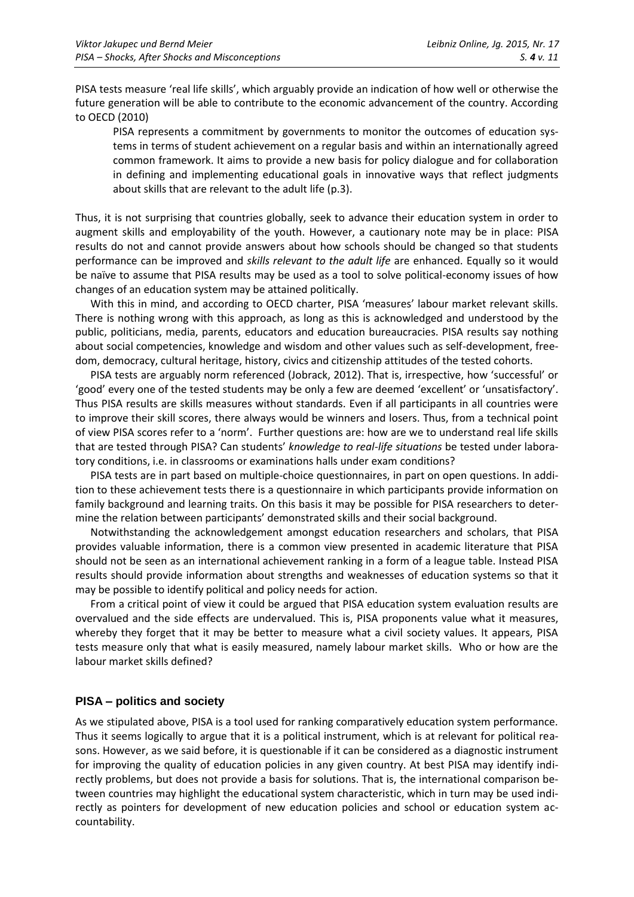PISA tests measure 'real life skills', which arguably provide an indication of how well or otherwise the future generation will be able to contribute to the economic advancement of the country. According to OECD (2010)

> PISA represents a commitment by governments to monitor the outcomes of education systems in terms of student achievement on a regular basis and within an internationally agreed common framework. It aims to provide a new basis for policy dialogue and for collaboration in defining and implementing educational goals in innovative ways that reflect judgments about skills that are relevant to the adult life (p.3).

Thus, it is not surprising that countries globally, seek to advance their education system in order to augment skills and employability of the youth. However, a cautionary note may be in place: PISA results do not and cannot provide answers about how schools should be changed so that students performance can be improved and *skills relevant to the adult life* are enhanced. Equally so it would be naïve to assume that PISA results may be used as a tool to solve political-economy issues of how changes of an education system may be attained politically.

With this in mind, and according to OECD charter, PISA 'measures' labour market relevant skills. There is nothing wrong with this approach, as long as this is acknowledged and understood by the public, politicians, media, parents, educators and education bureaucracies. PISA results say nothing about social competencies, knowledge and wisdom and other values such as self-development, freedom, democracy, cultural heritage, history, civics and citizenship attitudes of the tested cohorts.

PISA tests are arguably norm referenced (Jobrack, 2012). That is, irrespective, how 'successful' or 'good' every one of the tested students may be only a few are deemed 'excellent' or 'unsatisfactory'. Thus PISA results are skills measures without standards. Even if all participants in all countries were to improve their skill scores, there always would be winners and losers. Thus, from a technical point of view PISA scores refer to a 'norm'. Further questions are: how are we to understand real life skills that are tested through PISA? Can students' *knowledge to real-life situations* be tested under laboratory conditions, i.e. in classrooms or examinations halls under exam conditions?

PISA tests are in part based on multiple-choice questionnaires, in part on open questions. In addition to these achievement tests there is a questionnaire in which participants provide information on family background and learning traits. On this basis it may be possible for PISA researchers to determine the relation between participants' demonstrated skills and their social background.

Notwithstanding the acknowledgement amongst education researchers and scholars, that PISA provides valuable information, there is a common view presented in academic literature that PISA should not be seen as an international achievement ranking in a form of a league table. Instead PISA results should provide information about strengths and weaknesses of education systems so that it may be possible to identify political and policy needs for action.

From a critical point of view it could be argued that PISA education system evaluation results are overvalued and the side effects are undervalued. This is, PISA proponents value what it measures, whereby they forget that it may be better to measure what a civil society values. It appears, PISA tests measure only that what is easily measured, namely labour market skills. Who or how are the labour market skills defined?

## PISA – politics and society

As we stipulated above, PISA is a tool used for ranking comparatively education system performance. Thus it seems logically to argue that it is a political instrument, which is at relevant for political reasons. However, as we said before, it is questionable if it can be considered as a diagnostic instrument for improving the quality of education policies in any given country. At best PISA may identify indirectly problems, but does not provide a basis for solutions. That is, the international comparison between countries may highlight the educational system characteristic, which in turn may be used indirectly as pointers for development of new education policies and school or education system accountability.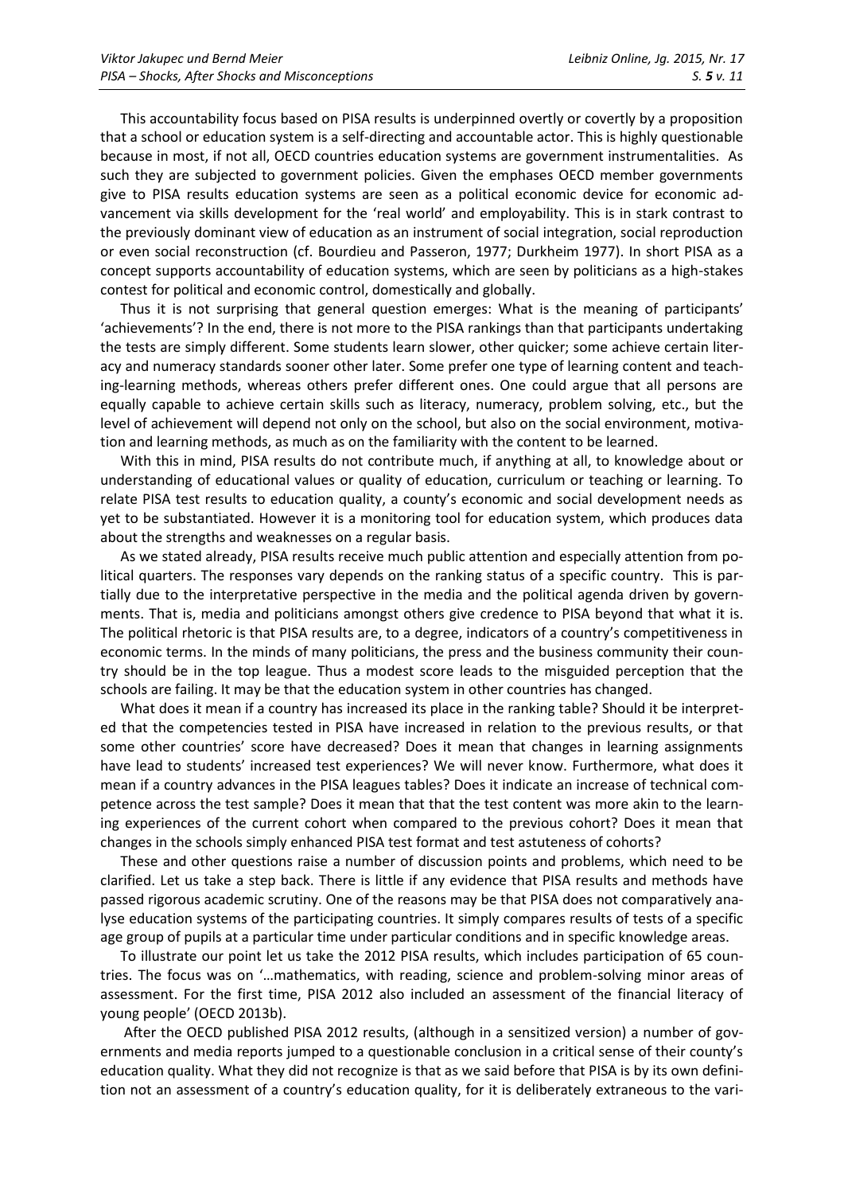This accountability focus based on PISA results is underpinned overtly or covertly by a proposition that a school or education system is a self-directing and accountable actor. This is highly questionable because in most, if not all, OECD countries education systems are government instrumentalities. As such they are subjected to government policies. Given the emphases OECD member governments give to PISA results education systems are seen as a political economic device for economic advancement via skills development for the 'real world' and employability. This is in stark contrast to the previously dominant view of education as an instrument of social integration, social reproduction or even social reconstruction (cf. Bourdieu and Passeron, 1977; Durkheim 1977). In short PISA as a concept supports accountability of education systems, which are seen by politicians as a high-stakes contest for political and economic control, domestically and globally.

Thus it is not surprising that general question emerges: What is the meaning of participants' 'achievements'? In the end, there is not more to the PISA rankings than that participants undertaking the tests are simply different. Some students learn slower, other quicker; some achieve certain literacy and numeracy standards sooner other later. Some prefer one type of learning content and teaching-learning methods, whereas others prefer different ones. One could argue that all persons are equally capable to achieve certain skills such as literacy, numeracy, problem solving, etc., but the level of achievement will depend not only on the school, but also on the social environment, motivation and learning methods, as much as on the familiarity with the content to be learned.

With this in mind, PISA results do not contribute much, if anything at all, to knowledge about or understanding of educational values or quality of education, curriculum or teaching or learning. To relate PISA test results to education quality, a county's economic and social development needs as yet to be substantiated. However it is a monitoring tool for education system, which produces data about the strengths and weaknesses on a regular basis.

As we stated already, PISA results receive much public attention and especially attention from political quarters. The responses vary depends on the ranking status of a specific country. This is partially due to the interpretative perspective in the media and the political agenda driven by governments. That is, media and politicians amongst others give credence to PISA beyond that what it is. The political rhetoric is that PISA results are, to a degree, indicators of a country's competitiveness in economic terms. In the minds of many politicians, the press and the business community their country should be in the top league. Thus a modest score leads to the misguided perception that the schools are failing. It may be that the education system in other countries has changed.

What does it mean if a country has increased its place in the ranking table? Should it be interpreted that the competencies tested in PISA have increased in relation to the previous results, or that some other countries' score have decreased? Does it mean that changes in learning assignments have lead to students' increased test experiences? We will never know. Furthermore, what does it mean if a country advances in the PISA leagues tables? Does it indicate an increase of technical competence across the test sample? Does it mean that that the test content was more akin to the learning experiences of the current cohort when compared to the previous cohort? Does it mean that changes in the schools simply enhanced PISA test format and test astuteness of cohorts?

These and other questions raise a number of discussion points and problems, which need to be clarified. Let us take a step back. There is little if any evidence that PISA results and methods have passed rigorous academic scrutiny. One of the reasons may be that PISA does not comparatively analyse education systems of the participating countries. It simply compares results of tests of a specific age group of pupils at a particular time under particular conditions and in specific knowledge areas.

To illustrate our point let us take the 2012 PISA results, which includes participation of 65 countries. The focus was on '…mathematics, with reading, science and problem-solving minor areas of assessment. For the first time, PISA 2012 also included an assessment of the financial literacy of young people' (OECD 2013b).

After the OECD published PISA 2012 results, (although in a sensitized version) a number of governments and media reports jumped to a questionable conclusion in a critical sense of their county's education quality. What they did not recognize is that as we said before that PISA is by its own definition not an assessment of a country's education quality, for it is deliberately extraneous to the vari-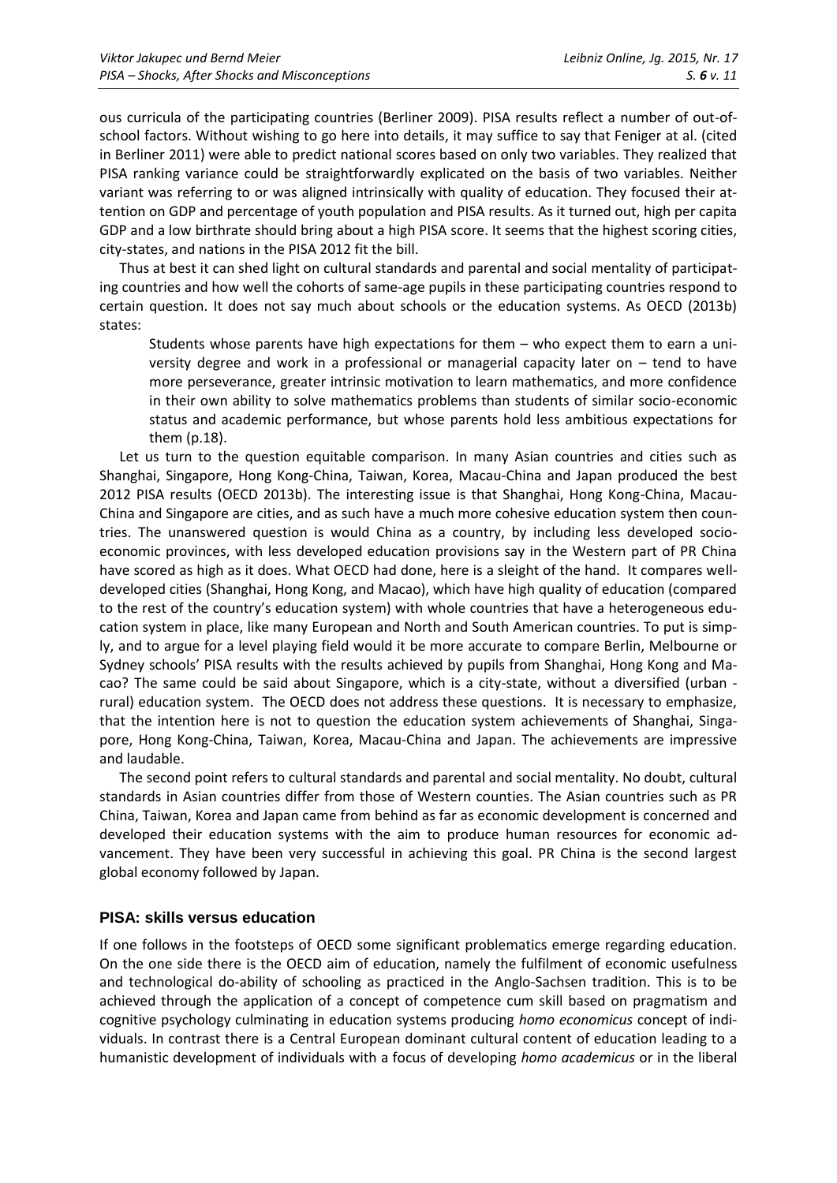ous curricula of the participating countries (Berliner 2009). PISA results reflect a number of out-of-school factors. Without wishing to go here into details, it may suffice to say that Feniger at al. (cited in Berliner 2011) were able to predict national scores based on only two variables. They realized that PISA ranking variance could be straightforwardly explicated on the basis of two variables. Neither variant was referring to or was aligned intrinsically with quality of education. They focused their attention on GDP and percentage of youth population and PISA results. As it turned out, high per capita GDP and a low birthrate should bring about a high PISA score. It seems that the highest scoring cities, city-states, and nations in the PISA 2012 fit the bill.

Thus at best it can shed light on cultural standards and parental and social mentality of participating countries and how well the cohorts of same-age pupils in these participating countries respond to certain question. It does not say much about schools or the education systems. As OECD (2013b) states:

> Students whose parents have high expectations for them – who expect them to earn a university degree and work in a professional or managerial capacity later on – tend to have more perseverance, greater intrinsic motivation to learn mathematics, and more confidence in their own ability to solve mathematics problems than students of similar socio-economic status and academic performance, but whose parents hold less ambitious expectations for them (p.18).

Let us turn to the question equitable comparison. In many Asian countries and cities such as Shanghai, Singapore, Hong Kong-China, Taiwan, Korea, Macau-China and Japan produced the best 2012 PISA results (OECD 2013b). The interesting issue is that Shanghai, Hong Kong-China, Macau-China and Singapore are cities, and as such have a much more cohesive education system then countries. The unanswered question is would China as a country, by including less developed socio-economic provinces, with less developed education provisions say in the Western part of PR China have scored as high as it does. What OECD had done, here is a sleight of the hand. It compares well-developed cities (Shanghai, Hong Kong, and Macao), which have high quality of education (compared to the rest of the country's education system) with whole countries that have a heterogeneous education system in place, like many European and North and South American countries. To put is simply, and to argue for a level playing field would it be more accurate to compare Berlin, Melbourne or Sydney schools' PISA results with the results achieved by pupils from Shanghai, Hong Kong and Macao? The same could be said about Singapore, which is a city-state, without a diversified (urban - rural) education system. The OECD does not address these questions. It is necessary to emphasize, that the intention here is not to question the education system achievements of Shanghai, Singapore, Hong Kong-China, Taiwan, Korea, Macau-China and Japan. The achievements are impressive and laudable.

The second point refers to cultural standards and parental and social mentality. No doubt, cultural standards in Asian countries differ from those of Western counties. The Asian countries such as PR China, Taiwan, Korea and Japan came from behind as far as economic development is concerned and developed their education systems with the aim to produce human resources for economic advancement. They have been very successful in achieving this goal. PR China is the second largest global economy followed by Japan.

## PISA: skills versus education

If one follows in the footsteps of OECD some significant problematics emerge regarding education. On the one side there is the OECD aim of education, namely the fulfilment of economic usefulness and technological do-ability of schooling as practiced in the Anglo-Sachsen tradition. This is to be achieved through the application of a concept of competence cum skill based on pragmatism and cognitive psychology culminating in education systems producing *homo economicus* concept of individuals. In contrast there is a Central European dominant cultural content of education leading to a humanistic development of individuals with a focus of developing *homo academicus* or in the liberal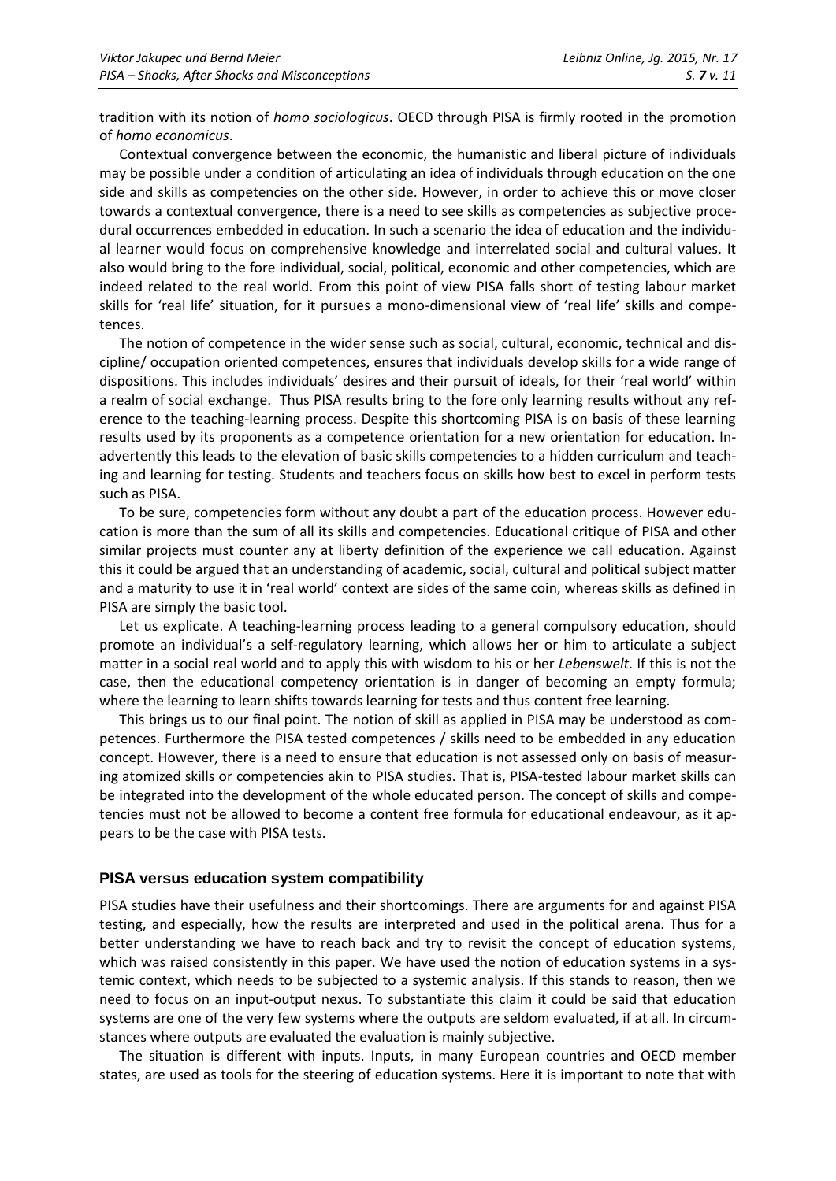tradition with its notion of *homo sociologicus*. OECD through PISA is firmly rooted in the promotion of *homo economicus*.

Contextual convergence between the economic, the humanistic and liberal picture of individuals may be possible under a condition of articulating an idea of individuals through education on the one side and skills as competencies on the other side. However, in order to achieve this or move closer towards a contextual convergence, there is a need to see skills as competencies as subjective procedural occurrences embedded in education. In such a scenario the idea of education and the individual learner would focus on comprehensive knowledge and interrelated social and cultural values. It also would bring to the fore individual, social, political, economic and other competencies, which are indeed related to the real world. From this point of view PISA falls short of testing labour market skills for 'real life' situation, for it pursues a mono-dimensional view of 'real life' skills and competences.

The notion of competence in the wider sense such as social, cultural, economic, technical and discipline/ occupation oriented competences, ensures that individuals develop skills for a wide range of dispositions. This includes individuals' desires and their pursuit of ideals, for their 'real world' within a realm of social exchange. Thus PISA results bring to the fore only learning results without any reference to the teaching-learning process. Despite this shortcoming PISA is on basis of these learning results used by its proponents as a competence orientation for a new orientation for education. Inadvertently this leads to the elevation of basic skills competencies to a hidden curriculum and teaching and learning for testing. Students and teachers focus on skills how best to excel in perform tests such as PISA.

To be sure, competencies form without any doubt a part of the education process. However education is more than the sum of all its skills and competencies. Educational critique of PISA and other similar projects must counter any at liberty definition of the experience we call education. Against this it could be argued that an understanding of academic, social, cultural and political subject matter and a maturity to use it in 'real world' context are sides of the same coin, whereas skills as defined in PISA are simply the basic tool.

Let us explicate. A teaching-learning process leading to a general compulsory education, should promote an individual's a self-regulatory learning, which allows her or him to articulate a subject matter in a social real world and to apply this with wisdom to his or her *Lebenswelt*. If this is not the case, then the educational competency orientation is in danger of becoming an empty formula; where the learning to learn shifts towards learning for tests and thus content free learning.

This brings us to our final point. The notion of skill as applied in PISA may be understood as competences. Furthermore the PISA tested competences / skills need to be embedded in any education concept. However, there is a need to ensure that education is not assessed only on basis of measuring atomized skills or competencies akin to PISA studies. That is, PISA-tested labour market skills can be integrated into the development of the whole educated person. The concept of skills and competencies must not be allowed to become a content free formula for educational endeavour, as it appears to be the case with PISA tests.

## PISA versus education system compatibility

PISA studies have their usefulness and their shortcomings. There are arguments for and against PISA testing, and especially, how the results are interpreted and used in the political arena. Thus for a better understanding we have to reach back and try to revisit the concept of education systems, which was raised consistently in this paper. We have used the notion of education systems in a systemic context, which needs to be subjected to a systemic analysis. If this stands to reason, then we need to focus on an input-output nexus. To substantiate this claim it could be said that education systems are one of the very few systems where the outputs are seldom evaluated, if at all. In circumstances where outputs are evaluated the evaluation is mainly subjective.

The situation is different with inputs. Inputs, in many European countries and OECD member states, are used as tools for the steering of education systems. Here it is important to note that with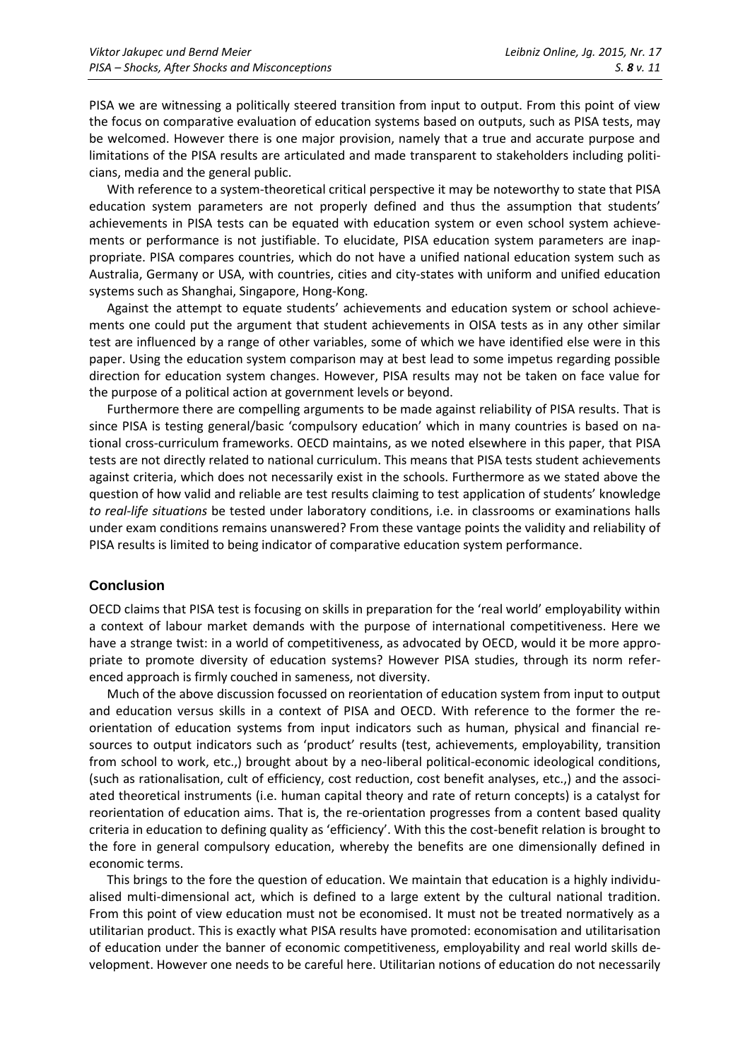PISA we are witnessing a politically steered transition from input to output. From this point of view the focus on comparative evaluation of education systems based on outputs, such as PISA tests, may be welcomed. However there is one major provision, namely that a true and accurate purpose and limitations of the PISA results are articulated and made transparent to stakeholders including politicians, media and the general public.

With reference to a system-theoretical critical perspective it may be noteworthy to state that PISA education system parameters are not properly defined and thus the assumption that students' achievements in PISA tests can be equated with education system or even school system achievements or performance is not justifiable. To elucidate, PISA education system parameters are inappropriate. PISA compares countries, which do not have a unified national education system such as Australia, Germany or USA, with countries, cities and city-states with uniform and unified education systems such as Shanghai, Singapore, Hong-Kong.

Against the attempt to equate students' achievements and education system or school achievements one could put the argument that student achievements in OISA tests as in any other similar test are influenced by a range of other variables, some of which we have identified else were in this paper. Using the education system comparison may at best lead to some impetus regarding possible direction for education system changes. However, PISA results may not be taken on face value for the purpose of a political action at government levels or beyond.

Furthermore there are compelling arguments to be made against reliability of PISA results. That is since PISA is testing general/basic 'compulsory education' which in many countries is based on national cross-curriculum frameworks. OECD maintains, as we noted elsewhere in this paper, that PISA tests are not directly related to national curriculum. This means that PISA tests student achievements against criteria, which does not necessarily exist in the schools. Furthermore as we stated above the question of how valid and reliable are test results claiming to test application of students' knowledge *to real-life situations* be tested under laboratory conditions, i.e. in classrooms or examinations halls under exam conditions remains unanswered? From these vantage points the validity and reliability of PISA results is limited to being indicator of comparative education system performance.

## Conclusion

OECD claims that PISA test is focusing on skills in preparation for the 'real world' employability within a context of labour market demands with the purpose of international competitiveness. Here we have a strange twist: in a world of competitiveness, as advocated by OECD, would it be more appropriate to promote diversity of education systems? However PISA studies, through its norm referenced approach is firmly couched in sameness, not diversity.

Much of the above discussion focussed on reorientation of education system from input to output and education versus skills in a context of PISA and OECD. With reference to the former the reorientation of education systems from input indicators such as human, physical and financial resources to output indicators such as 'product' results (test, achievements, employability, transition from school to work, etc.,) brought about by a neo-liberal political-economic ideological conditions, (such as rationalisation, cult of efficiency, cost reduction, cost benefit analyses, etc.,) and the associated theoretical instruments (i.e. human capital theory and rate of return concepts) is a catalyst for reorientation of education aims. That is, the re-orientation progresses from a content based quality criteria in education to defining quality as 'efficiency'. With this the cost-benefit relation is brought to the fore in general compulsory education, whereby the benefits are one dimensionally defined in economic terms.

This brings to the fore the question of education. We maintain that education is a highly individualised multi-dimensional act, which is defined to a large extent by the cultural national tradition. From this point of view education must not be economised. It must not be treated normatively as a utilitarian product. This is exactly what PISA results have promoted: economisation and utilitarisation of education under the banner of economic competitiveness, employability and real world skills development. However one needs to be careful here. Utilitarian notions of education do not necessarily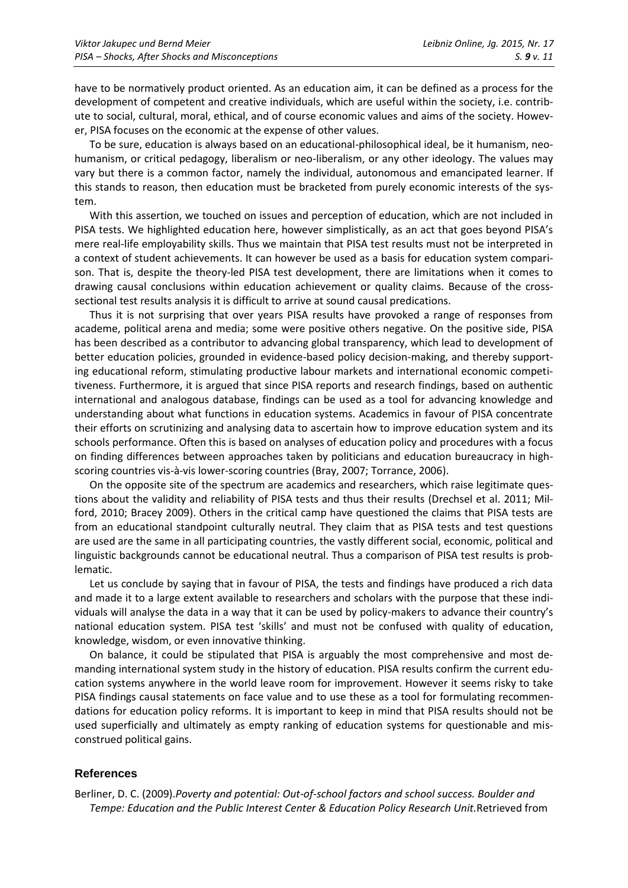have to be normatively product oriented. As an education aim, it can be defined as a process for the development of competent and creative individuals, which are useful within the society, i.e. contribute to social, cultural, moral, ethical, and of course economic values and aims of the society. However, PISA focuses on the economic at the expense of other values.

To be sure, education is always based on an educational-philosophical ideal, be it humanism, neo-humanism, or critical pedagogy, liberalism or neo-liberalism, or any other ideology. The values may vary but there is a common factor, namely the individual, autonomous and emancipated learner. If this stands to reason, then education must be bracketed from purely economic interests of the system.

With this assertion, we touched on issues and perception of education, which are not included in PISA tests. We highlighted education here, however simplistically, as an act that goes beyond PISA's mere real-life employability skills. Thus we maintain that PISA test results must not be interpreted in a context of student achievements. It can however be used as a basis for education system comparison. That is, despite the theory-led PISA test development, there are limitations when it comes to drawing causal conclusions within education achievement or quality claims. Because of the cross-sectional test results analysis it is difficult to arrive at sound causal predications.

Thus it is not surprising that over years PISA results have provoked a range of responses from academe, political arena and media; some were positive others negative. On the positive side, PISA has been described as a contributor to advancing global transparency, which lead to development of better education policies, grounded in evidence-based policy decision-making, and thereby supporting educational reform, stimulating productive labour markets and international economic competitiveness. Furthermore, it is argued that since PISA reports and research findings, based on authentic international and analogous database, findings can be used as a tool for advancing knowledge and understanding about what functions in education systems. Academics in favour of PISA concentrate their efforts on scrutinizing and analysing data to ascertain how to improve education system and its schools performance. Often this is based on analyses of education policy and procedures with a focus on finding differences between approaches taken by politicians and education bureaucracy in high-scoring countries vis-à-vis lower-scoring countries (Bray, 2007; Torrance, 2006).

On the opposite site of the spectrum are academics and researchers, which raise legitimate questions about the validity and reliability of PISA tests and thus their results (Drechsel et al. 2011; Milford, 2010; Bracey 2009). Others in the critical camp have questioned the claims that PISA tests are from an educational standpoint culturally neutral. They claim that as PISA tests and test questions are used are the same in all participating countries, the vastly different social, economic, political and linguistic backgrounds cannot be educational neutral. Thus a comparison of PISA test results is problematic.

Let us conclude by saying that in favour of PISA, the tests and findings have produced a rich data and made it to a large extent available to researchers and scholars with the purpose that these individuals will analyse the data in a way that it can be used by policy-makers to advance their country's national education system. PISA test 'skills' and must not be confused with quality of education, knowledge, wisdom, or even innovative thinking.

On balance, it could be stipulated that PISA is arguably the most comprehensive and most demanding international system study in the history of education. PISA results confirm the current education systems anywhere in the world leave room for improvement. However it seems risky to take PISA findings causal statements on face value and to use these as a tool for formulating recommendations for education policy reforms. It is important to keep in mind that PISA results should not be used superficially and ultimately as empty ranking of education systems for questionable and misconstrued political gains.

## References

Berliner, D. C. (2009).*Poverty and potential: Out-of-school factors and school success. Boulder and Tempe: Education and the Public Interest Center & Education Policy Research Unit.*Retrieved from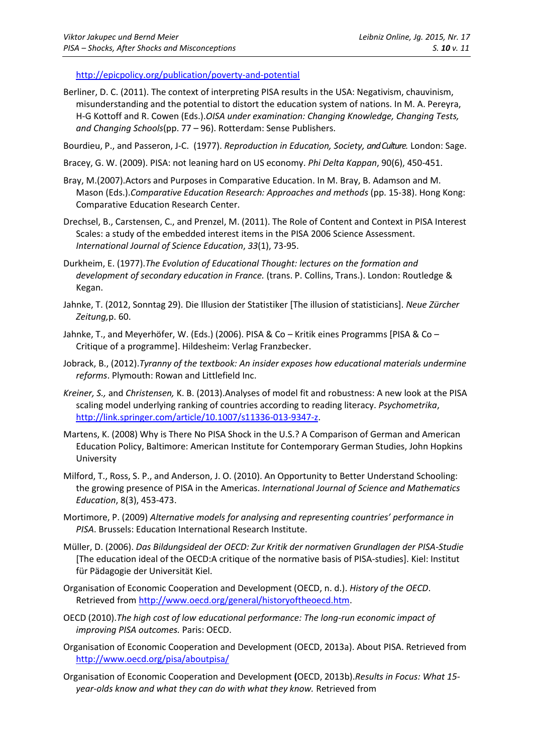http://epicpolicy.org/publication/poverty-and-potential

Berliner, D. C. (2011). The context of interpreting PISA results in the USA: Negativism, chauvinism, misunderstanding and the potential to distort the education system of nations. In M. A. Pereyra, H-G Kottoff and R. Cowen (Eds.).*OISA under examination: Changing Knowledge, Changing Tests, and Changing Schools*(pp. 77 – 96). Rotterdam: Sense Publishers.

Bourdieu, P., and Passeron, J-C. (1977). *Reproduction in Education, Society, and Culture.* London: Sage.

Bracey, G. W. (2009). PISA: not leaning hard on US economy. *Phi Delta Kappan*, 90(6), 450-451.

Bray, M.(2007).Actors and Purposes in Comparative Education. In M. Bray, B. Adamson and M. Mason (Eds.).*Comparative Education Research: Approaches and methods* (pp. 15-38). Hong Kong: Comparative Education Research Center.

Drechsel, B., Carstensen, C., and Prenzel, M. (2011). The Role of Content and Context in PISA Interest Scales: a study of the embedded interest items in the PISA 2006 Science Assessment. *International Journal of Science Education*, *33*(1), 73-95.

Durkheim, E. (1977).*The Evolution of Educational Thought: lectures on the formation and development of secondary education in France.* (trans. P. Collins, Trans.). London: Routledge & Kegan.

Jahnke, T. (2012, Sonntag 29). Die Illusion der Statistiker [The illusion of statisticians]. *Neue Zürcher Zeitung,*p. 60.

Jahnke, T., and Meyerhöfer, W. (Eds.) (2006). PISA & Co – Kritik eines Programms [PISA & Co – Critique of a programme]. Hildesheim: Verlag Franzbecker.

Jobrack, B., (2012).*Tyranny of the textbook: An insider exposes how educational materials undermine reforms*. Plymouth: Rowan and Littlefield Inc.

*Kreiner, S.,* and *Christensen,* K. B. (2013).Analyses of model fit and robustness: A new look at the PISA scaling model underlying ranking of countries according to reading literacy. *Psychometrika*, http://link.springer.com/article/10.1007/s11336-013-9347-z.

Martens, K. (2008) Why is There No PISA Shock in the U.S.? A Comparison of German and American Education Policy, Baltimore: American Institute for Contemporary German Studies, John Hopkins University

Milford, T., Ross, S. P., and Anderson, J. O. (2010). An Opportunity to Better Understand Schooling: the growing presence of PISA in the Americas. *International Journal of Science and Mathematics Education*, 8(3), 453-473.

Mortimore, P. (2009) *Alternative models for analysing and representing countries' performance in PISA*. Brussels: Education International Research Institute.

Müller, D. (2006). *Das Bildungsideal der OECD: Zur Kritik der normativen Grundlagen der PISA-Studie* [The education ideal of the OECD:A critique of the normative basis of PISA-studies]. Kiel: Institut für Pädagogie der Universität Kiel.

Organisation of Economic Cooperation and Development (OECD, n. d.). *History of the OECD*. Retrieved from http://www.oecd.org/general/historyoftheoecd.htm.

OECD (2010).*The high cost of low educational performance: The long-run economic impact of improving PISA outcomes.* Paris: OECD.

Organisation of Economic Cooperation and Development (OECD, 2013a). About PISA. Retrieved from http://www.oecd.org/pisa/aboutpisa/

Organisation of Economic Cooperation and Development **(**OECD, 2013b).*Results in Focus: What 15-year-olds know and what they can do with what they know.* Retrieved from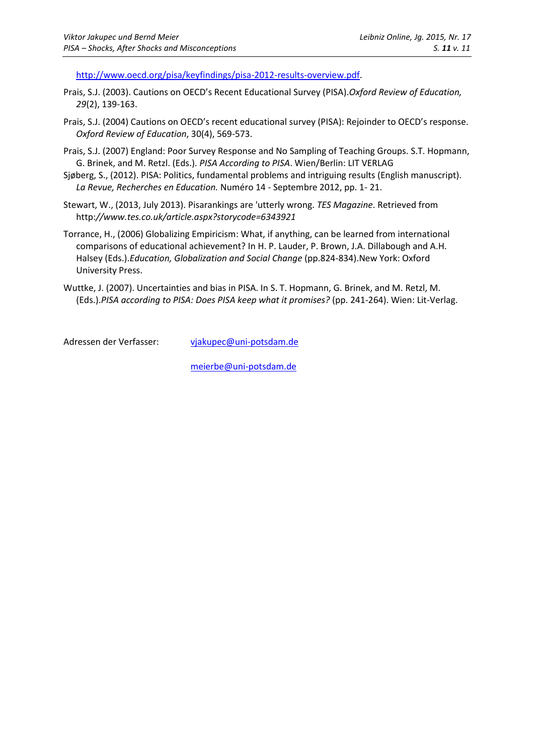http://www.oecd.org/pisa/keyfindings/pisa-2012-results-overview.pdf.

Prais, S.J. (2003). Cautions on OECD's Recent Educational Survey (PISA).*Oxford Review of Education, 29*(2), 139-163.

Prais, S.J. (2004) Cautions on OECD's recent educational survey (PISA): Rejoinder to OECD's response. *Oxford Review of Education*, 30(4), 569-573.

Prais, S.J. (2007) England: Poor Survey Response and No Sampling of Teaching Groups. S.T. Hopmann, G. Brinek, and M. Retzl. (Eds.). *PISA According to PISA*. Wien/Berlin: LIT VERLAG

Sjøberg, S., (2012). PISA: Politics, fundamental problems and intriguing results (English manuscript). *La Revue, Recherches en Education.* Numéro 14 - Septembre 2012, pp. 1- 21.

Stewart, W., (2013, July 2013). Pisarankings are 'utterly wrong. *TES Magazine*. Retrieved from http:*//www.tes.co.uk/article.aspx?storycode=6343921*

Torrance, H., (2006) Globalizing Empiricism: What, if anything, can be learned from international comparisons of educational achievement? In H. P. Lauder, P. Brown, J.A. Dillabough and A.H. Halsey (Eds.).*Education, Globalization and Social Change* (pp.824-834).New York: Oxford University Press.

Wuttke, J. (2007). Uncertainties and bias in PISA. In S. T. Hopmann, G. Brinek, and M. Retzl, M. (Eds.).*PISA according to PISA: Does PISA keep what it promises?* (pp. 241-264). Wien: Lit-Verlag.

Adressen der Verfasser: vjakupec@uni-potsdam.de

meierbe@uni-potsdam.de